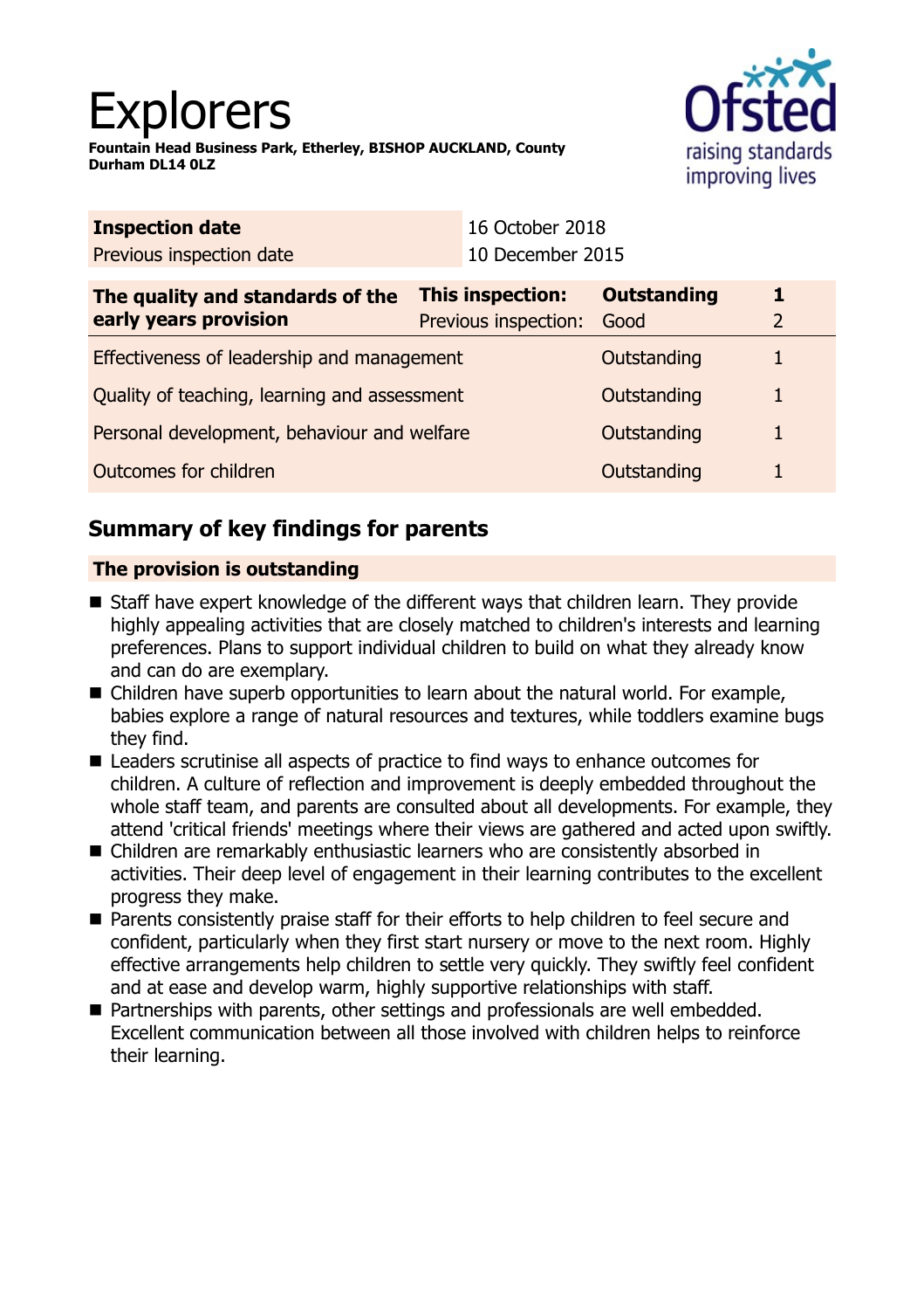# Explorers

**Fountain Head Business Park, Etherley, BISHOP AUCKLAND, County Durham DL14 0LZ**

| **Inspection date** | 16 October 2018 |
| --- | --- |
| Previous inspection date | 10 December 2015 |

| **The quality and standards of the early years provision** | **This inspection:** | **Outstanding** | **1** |
| --- | --- | --- | --- |
| | Previous inspection: | Good | 2 |
| Effectiveness of leadership and management | | Outstanding | 1 |
| Quality of teaching, learning and assessment | | Outstanding | 1 |
| Personal development, behaviour and welfare | | Outstanding | 1 |
| Outcomes for children | | Outstanding | 1 |

## Summary of key findings for parents

### The provision is outstanding

- Staff have expert knowledge of the different ways that children learn. They provide highly appealing activities that are closely matched to children's interests and learning preferences. Plans to support individual children to build on what they already know and can do are exemplary.
- Children have superb opportunities to learn about the natural world. For example, babies explore a range of natural resources and textures, while toddlers examine bugs they find.
- Leaders scrutinise all aspects of practice to find ways to enhance outcomes for children. A culture of reflection and improvement is deeply embedded throughout the whole staff team, and parents are consulted about all developments. For example, they attend 'critical friends' meetings where their views are gathered and acted upon swiftly.
- Children are remarkably enthusiastic learners who are consistently absorbed in activities. Their deep level of engagement in their learning contributes to the excellent progress they make.
- Parents consistently praise staff for their efforts to help children to feel secure and confident, particularly when they first start nursery or move to the next room. Highly effective arrangements help children to settle very quickly. They swiftly feel confident and at ease and develop warm, highly supportive relationships with staff.
- Partnerships with parents, other settings and professionals are well embedded. Excellent communication between all those involved with children helps to reinforce their learning.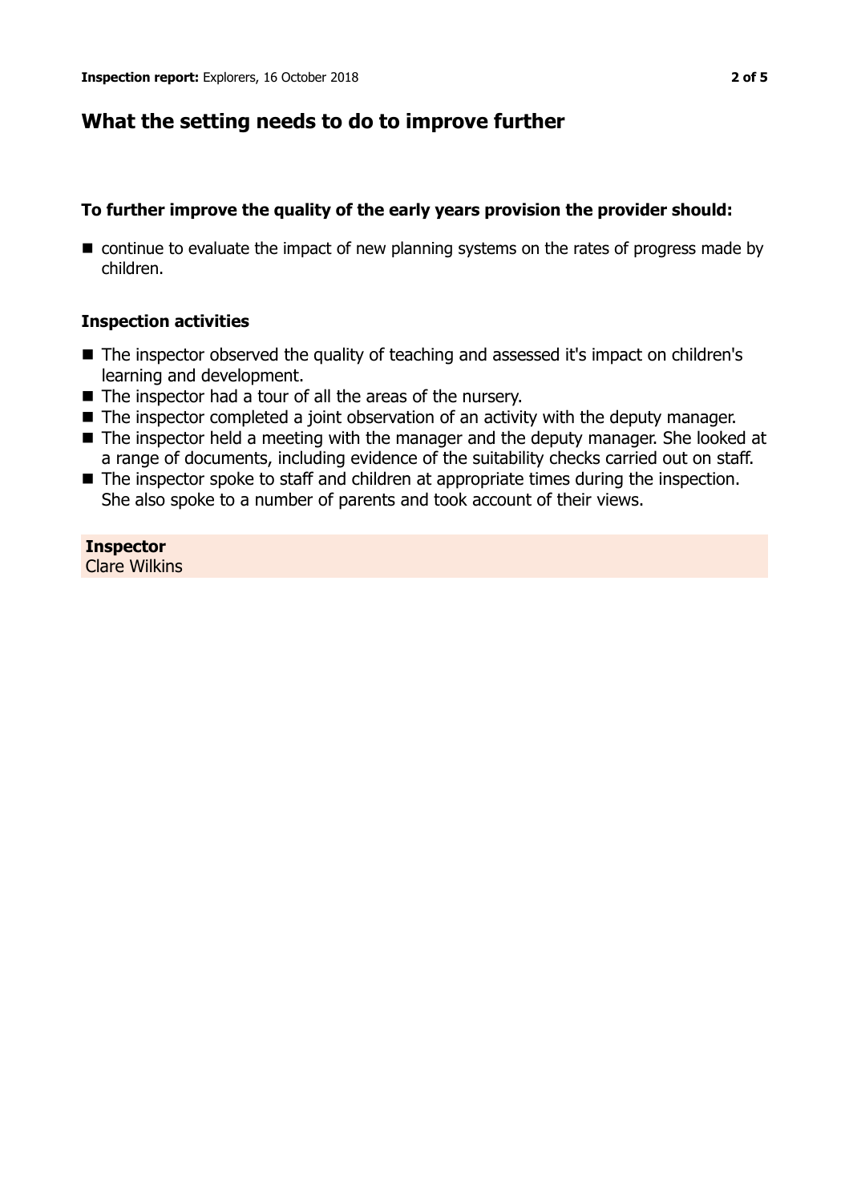## What the setting needs to do to improve further

### To further improve the quality of the early years provision the provider should:

- continue to evaluate the impact of new planning systems on the rates of progress made by children.

### Inspection activities

- The inspector observed the quality of teaching and assessed it's impact on children's learning and development.
- The inspector had a tour of all the areas of the nursery.
- The inspector completed a joint observation of an activity with the deputy manager.
- The inspector held a meeting with the manager and the deputy manager. She looked at a range of documents, including evidence of the suitability checks carried out on staff.
- The inspector spoke to staff and children at appropriate times during the inspection. She also spoke to a number of parents and took account of their views.

**Inspector**
Clare Wilkins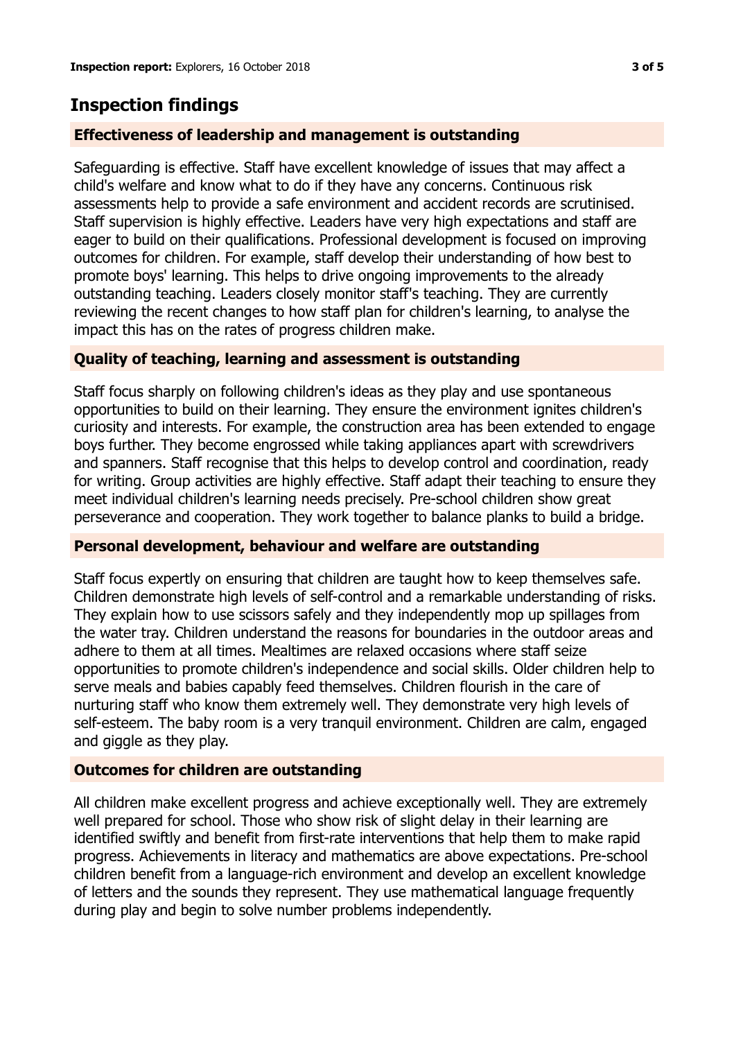## Inspection findings

### Effectiveness of leadership and management is outstanding

Safeguarding is effective. Staff have excellent knowledge of issues that may affect a child's welfare and know what to do if they have any concerns. Continuous risk assessments help to provide a safe environment and accident records are scrutinised. Staff supervision is highly effective. Leaders have very high expectations and staff are eager to build on their qualifications. Professional development is focused on improving outcomes for children. For example, staff develop their understanding of how best to promote boys' learning. This helps to drive ongoing improvements to the already outstanding teaching. Leaders closely monitor staff's teaching. They are currently reviewing the recent changes to how staff plan for children's learning, to analyse the impact this has on the rates of progress children make.

### Quality of teaching, learning and assessment is outstanding

Staff focus sharply on following children's ideas as they play and use spontaneous opportunities to build on their learning. They ensure the environment ignites children's curiosity and interests. For example, the construction area has been extended to engage boys further. They become engrossed while taking appliances apart with screwdrivers and spanners. Staff recognise that this helps to develop control and coordination, ready for writing. Group activities are highly effective. Staff adapt their teaching to ensure they meet individual children's learning needs precisely. Pre-school children show great perseverance and cooperation. They work together to balance planks to build a bridge.

### Personal development, behaviour and welfare are outstanding

Staff focus expertly on ensuring that children are taught how to keep themselves safe. Children demonstrate high levels of self-control and a remarkable understanding of risks. They explain how to use scissors safely and they independently mop up spillages from the water tray. Children understand the reasons for boundaries in the outdoor areas and adhere to them at all times. Mealtimes are relaxed occasions where staff seize opportunities to promote children's independence and social skills. Older children help to serve meals and babies capably feed themselves. Children flourish in the care of nurturing staff who know them extremely well. They demonstrate very high levels of self-esteem. The baby room is a very tranquil environment. Children are calm, engaged and giggle as they play.

### Outcomes for children are outstanding

All children make excellent progress and achieve exceptionally well. They are extremely well prepared for school. Those who show risk of slight delay in their learning are identified swiftly and benefit from first-rate interventions that help them to make rapid progress. Achievements in literacy and mathematics are above expectations. Pre-school children benefit from a language-rich environment and develop an excellent knowledge of letters and the sounds they represent. They use mathematical language frequently during play and begin to solve number problems independently.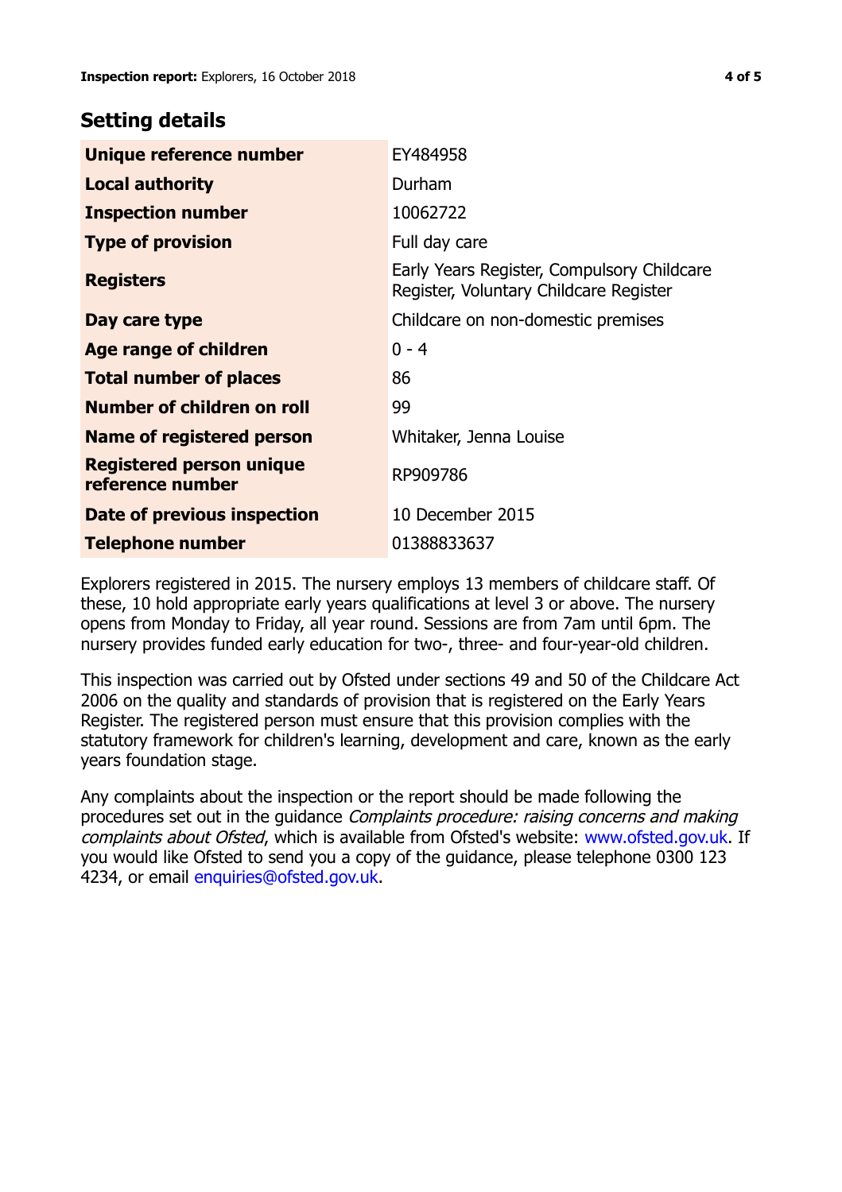## Setting details

| | |
|---|---|
| **Unique reference number** | EY484958 |
| **Local authority** | Durham |
| **Inspection number** | 10062722 |
| **Type of provision** | Full day care |
| **Registers** | Early Years Register, Compulsory Childcare Register, Voluntary Childcare Register |
| **Day care type** | Childcare on non-domestic premises |
| **Age range of children** | 0 - 4 |
| **Total number of places** | 86 |
| **Number of children on roll** | 99 |
| **Name of registered person** | Whitaker, Jenna Louise |
| **Registered person unique reference number** | RP909786 |
| **Date of previous inspection** | 10 December 2015 |
| **Telephone number** | 01388833637 |

Explorers registered in 2015. The nursery employs 13 members of childcare staff. Of these, 10 hold appropriate early years qualifications at level 3 or above. The nursery opens from Monday to Friday, all year round. Sessions are from 7am until 6pm. The nursery provides funded early education for two-, three- and four-year-old children.

This inspection was carried out by Ofsted under sections 49 and 50 of the Childcare Act 2006 on the quality and standards of provision that is registered on the Early Years Register. The registered person must ensure that this provision complies with the statutory framework for children's learning, development and care, known as the early years foundation stage.

Any complaints about the inspection or the report should be made following the procedures set out in the guidance *Complaints procedure: raising concerns and making complaints about Ofsted*, which is available from Ofsted's website: www.ofsted.gov.uk. If you would like Ofsted to send you a copy of the guidance, please telephone 0300 123 4234, or email enquiries@ofsted.gov.uk.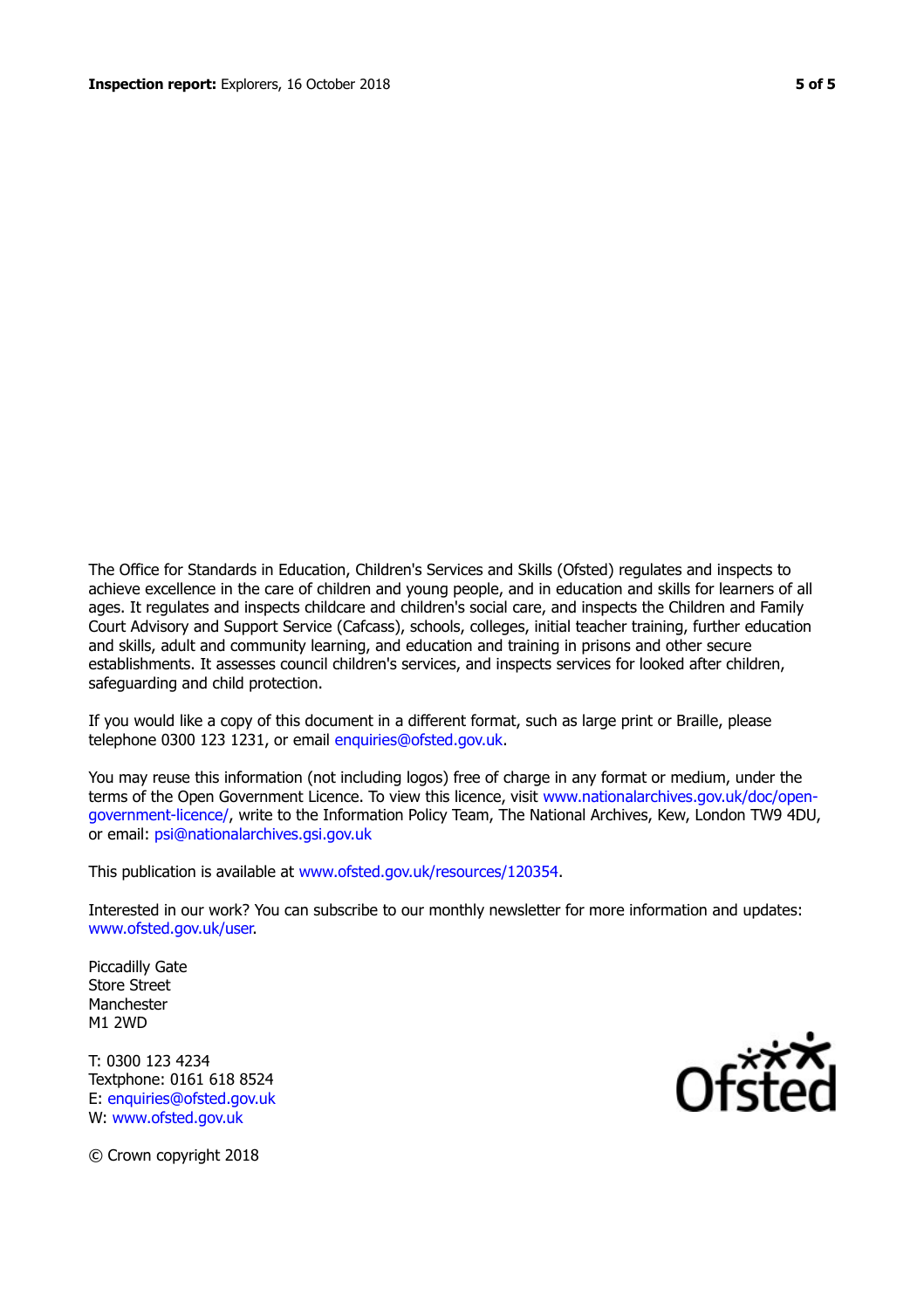The Office for Standards in Education, Children's Services and Skills (Ofsted) regulates and inspects to achieve excellence in the care of children and young people, and in education and skills for learners of all ages. It regulates and inspects childcare and children's social care, and inspects the Children and Family Court Advisory and Support Service (Cafcass), schools, colleges, initial teacher training, further education and skills, adult and community learning, and education and training in prisons and other secure establishments. It assesses council children's services, and inspects services for looked after children, safeguarding and child protection.

If you would like a copy of this document in a different format, such as large print or Braille, please telephone 0300 123 1231, or email enquiries@ofsted.gov.uk.

You may reuse this information (not including logos) free of charge in any format or medium, under the terms of the Open Government Licence. To view this licence, visit www.nationalarchives.gov.uk/doc/open-government-licence/, write to the Information Policy Team, The National Archives, Kew, London TW9 4DU, or email: psi@nationalarchives.gsi.gov.uk

This publication is available at www.ofsted.gov.uk/resources/120354.

Interested in our work? You can subscribe to our monthly newsletter for more information and updates: www.ofsted.gov.uk/user.

Piccadilly Gate
Store Street
Manchester
M1 2WD

T: 0300 123 4234
Textphone: 0161 618 8524
E: enquiries@ofsted.gov.uk
W: www.ofsted.gov.uk

© Crown copyright 2018